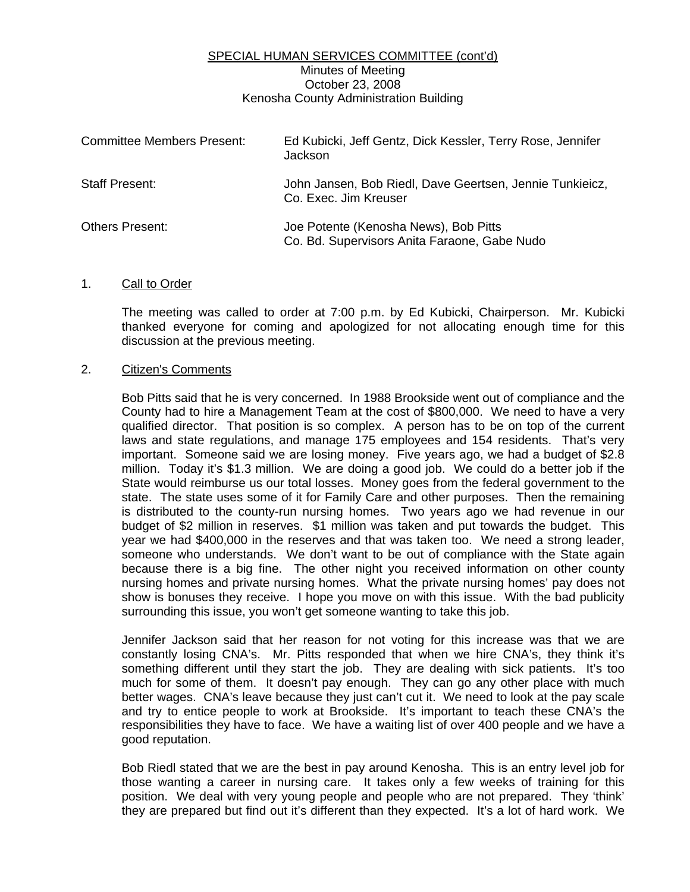SPECIAL HUMAN SERVICES COMMITTEE (cont'd)
Minutes of Meeting
October 23, 2008
Kenosha County Administration Building

| | |
|---|---|
| Committee Members Present: | Ed Kubicki, Jeff Gentz, Dick Kessler, Terry Rose, Jennifer Jackson |
| Staff Present: | John Jansen, Bob Riedl, Dave Geertsen, Jennie Tunkieicz, Co. Exec. Jim Kreuser |
| Others Present: | Joe Potente (Kenosha News), Bob Pitts<br>Co. Bd. Supervisors Anita Faraone, Gabe Nudo |

1. Call to Order

The meeting was called to order at 7:00 p.m. by Ed Kubicki, Chairperson. Mr. Kubicki thanked everyone for coming and apologized for not allocating enough time for this discussion at the previous meeting.

2. Citizen's Comments

Bob Pitts said that he is very concerned. In 1988 Brookside went out of compliance and the County had to hire a Management Team at the cost of $800,000. We need to have a very qualified director. That position is so complex. A person has to be on top of the current laws and state regulations, and manage 175 employees and 154 residents. That's very important. Someone said we are losing money. Five years ago, we had a budget of $2.8 million. Today it's $1.3 million. We are doing a good job. We could do a better job if the State would reimburse us our total losses. Money goes from the federal government to the state. The state uses some of it for Family Care and other purposes. Then the remaining is distributed to the county-run nursing homes. Two years ago we had revenue in our budget of $2 million in reserves. $1 million was taken and put towards the budget. This year we had $400,000 in the reserves and that was taken too. We need a strong leader, someone who understands. We don't want to be out of compliance with the State again because there is a big fine. The other night you received information on other county nursing homes and private nursing homes. What the private nursing homes' pay does not show is bonuses they receive. I hope you move on with this issue. With the bad publicity surrounding this issue, you won't get someone wanting to take this job.

Jennifer Jackson said that her reason for not voting for this increase was that we are constantly losing CNA's. Mr. Pitts responded that when we hire CNA's, they think it's something different until they start the job. They are dealing with sick patients. It's too much for some of them. It doesn't pay enough. They can go any other place with much better wages. CNA's leave because they just can't cut it. We need to look at the pay scale and try to entice people to work at Brookside. It's important to teach these CNA's the responsibilities they have to face. We have a waiting list of over 400 people and we have a good reputation.

Bob Riedl stated that we are the best in pay around Kenosha. This is an entry level job for those wanting a career in nursing care. It takes only a few weeks of training for this position. We deal with very young people and people who are not prepared. They 'think' they are prepared but find out it's different than they expected. It's a lot of hard work. We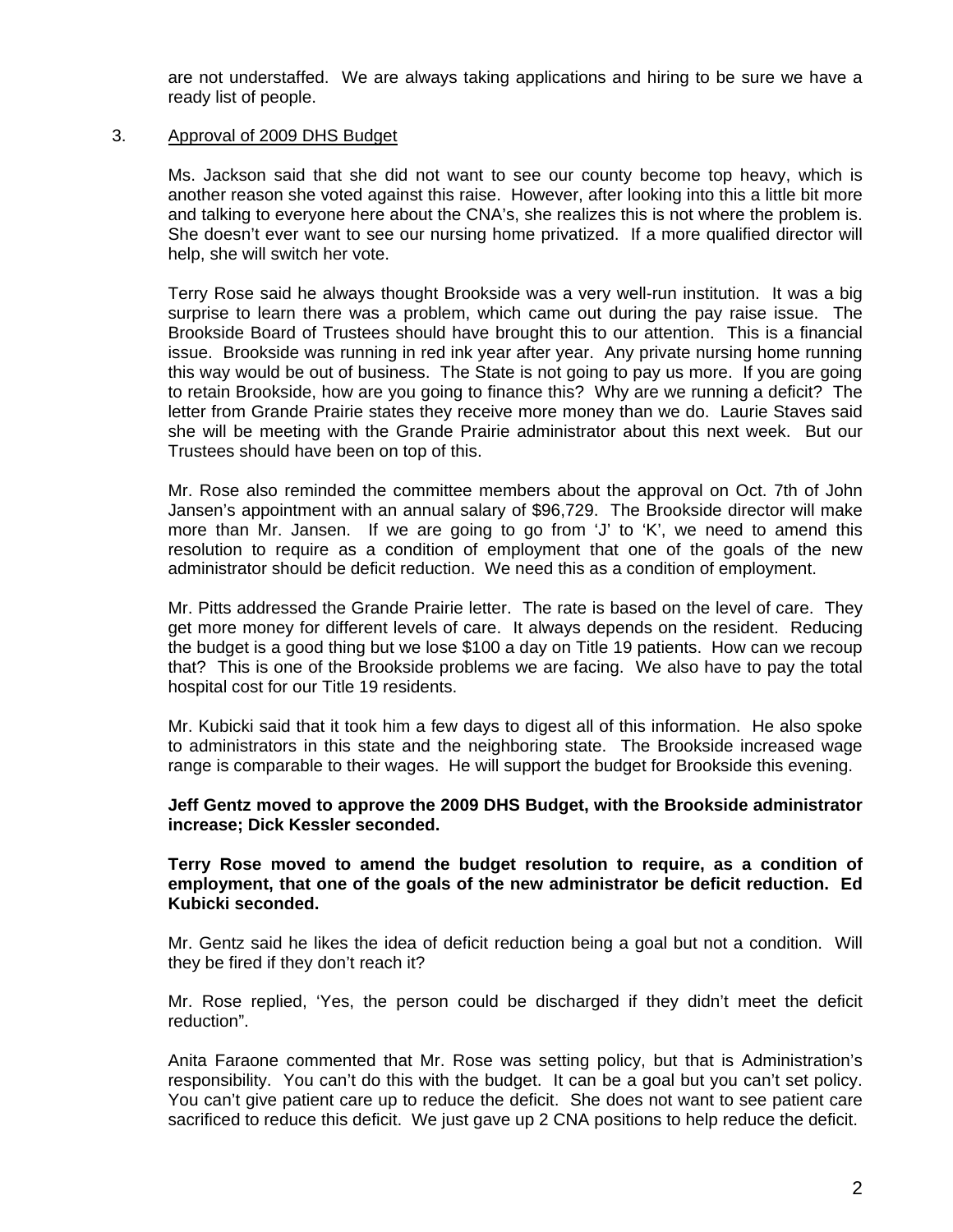are not understaffed. We are always taking applications and hiring to be sure we have a ready list of people.

3. Approval of 2009 DHS Budget

Ms. Jackson said that she did not want to see our county become top heavy, which is another reason she voted against this raise. However, after looking into this a little bit more and talking to everyone here about the CNA's, she realizes this is not where the problem is. She doesn't ever want to see our nursing home privatized. If a more qualified director will help, she will switch her vote.

Terry Rose said he always thought Brookside was a very well-run institution. It was a big surprise to learn there was a problem, which came out during the pay raise issue. The Brookside Board of Trustees should have brought this to our attention. This is a financial issue. Brookside was running in red ink year after year. Any private nursing home running this way would be out of business. The State is not going to pay us more. If you are going to retain Brookside, how are you going to finance this? Why are we running a deficit? The letter from Grande Prairie states they receive more money than we do. Laurie Staves said she will be meeting with the Grande Prairie administrator about this next week. But our Trustees should have been on top of this.

Mr. Rose also reminded the committee members about the approval on Oct. 7th of John Jansen's appointment with an annual salary of $96,729. The Brookside director will make more than Mr. Jansen. If we are going to go from 'J' to 'K', we need to amend this resolution to require as a condition of employment that one of the goals of the new administrator should be deficit reduction. We need this as a condition of employment.

Mr. Pitts addressed the Grande Prairie letter. The rate is based on the level of care. They get more money for different levels of care. It always depends on the resident. Reducing the budget is a good thing but we lose $100 a day on Title 19 patients. How can we recoup that? This is one of the Brookside problems we are facing. We also have to pay the total hospital cost for our Title 19 residents.

Mr. Kubicki said that it took him a few days to digest all of this information. He also spoke to administrators in this state and the neighboring state. The Brookside increased wage range is comparable to their wages. He will support the budget for Brookside this evening.

**Jeff Gentz moved to approve the 2009 DHS Budget, with the Brookside administrator increase; Dick Kessler seconded.**

**Terry Rose moved to amend the budget resolution to require, as a condition of employment, that one of the goals of the new administrator be deficit reduction. Ed Kubicki seconded.**

Mr. Gentz said he likes the idea of deficit reduction being a goal but not a condition. Will they be fired if they don't reach it?

Mr. Rose replied, 'Yes, the person could be discharged if they didn't meet the deficit reduction".

Anita Faraone commented that Mr. Rose was setting policy, but that is Administration's responsibility. You can't do this with the budget. It can be a goal but you can't set policy. You can't give patient care up to reduce the deficit. She does not want to see patient care sacrificed to reduce this deficit. We just gave up 2 CNA positions to help reduce the deficit.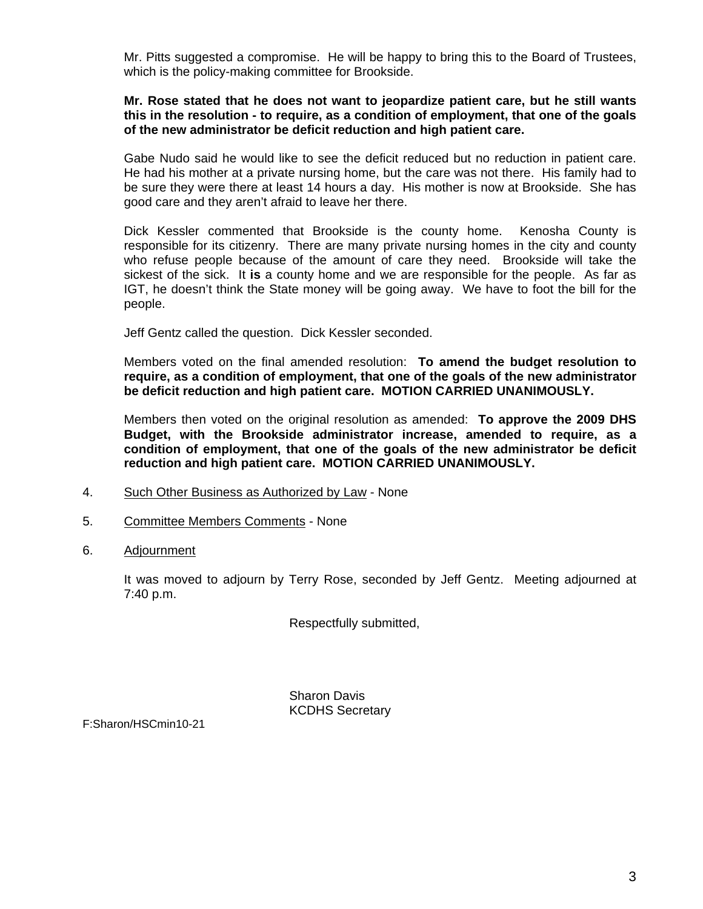Mr. Pitts suggested a compromise. He will be happy to bring this to the Board of Trustees, which is the policy-making committee for Brookside.

**Mr. Rose stated that he does not want to jeopardize patient care, but he still wants this in the resolution - to require, as a condition of employment, that one of the goals of the new administrator be deficit reduction and high patient care.**

Gabe Nudo said he would like to see the deficit reduced but no reduction in patient care. He had his mother at a private nursing home, but the care was not there. His family had to be sure they were there at least 14 hours a day. His mother is now at Brookside. She has good care and they aren't afraid to leave her there.

Dick Kessler commented that Brookside is the county home. Kenosha County is responsible for its citizenry. There are many private nursing homes in the city and county who refuse people because of the amount of care they need. Brookside will take the sickest of the sick. It **is** a county home and we are responsible for the people. As far as IGT, he doesn't think the State money will be going away. We have to foot the bill for the people.

Jeff Gentz called the question. Dick Kessler seconded.

Members voted on the final amended resolution: **To amend the budget resolution to require, as a condition of employment, that one of the goals of the new administrator be deficit reduction and high patient care. MOTION CARRIED UNANIMOUSLY.**

Members then voted on the original resolution as amended: **To approve the 2009 DHS Budget, with the Brookside administrator increase, amended to require, as a condition of employment, that one of the goals of the new administrator be deficit reduction and high patient care. MOTION CARRIED UNANIMOUSLY.**

4. Such Other Business as Authorized by Law - None

5. Committee Members Comments - None

6. Adjournment

   It was moved to adjourn by Terry Rose, seconded by Jeff Gentz. Meeting adjourned at 7:40 p.m.

Respectfully submitted,

Sharon Davis
KCDHS Secretary

F:Sharon/HSCmin10-21